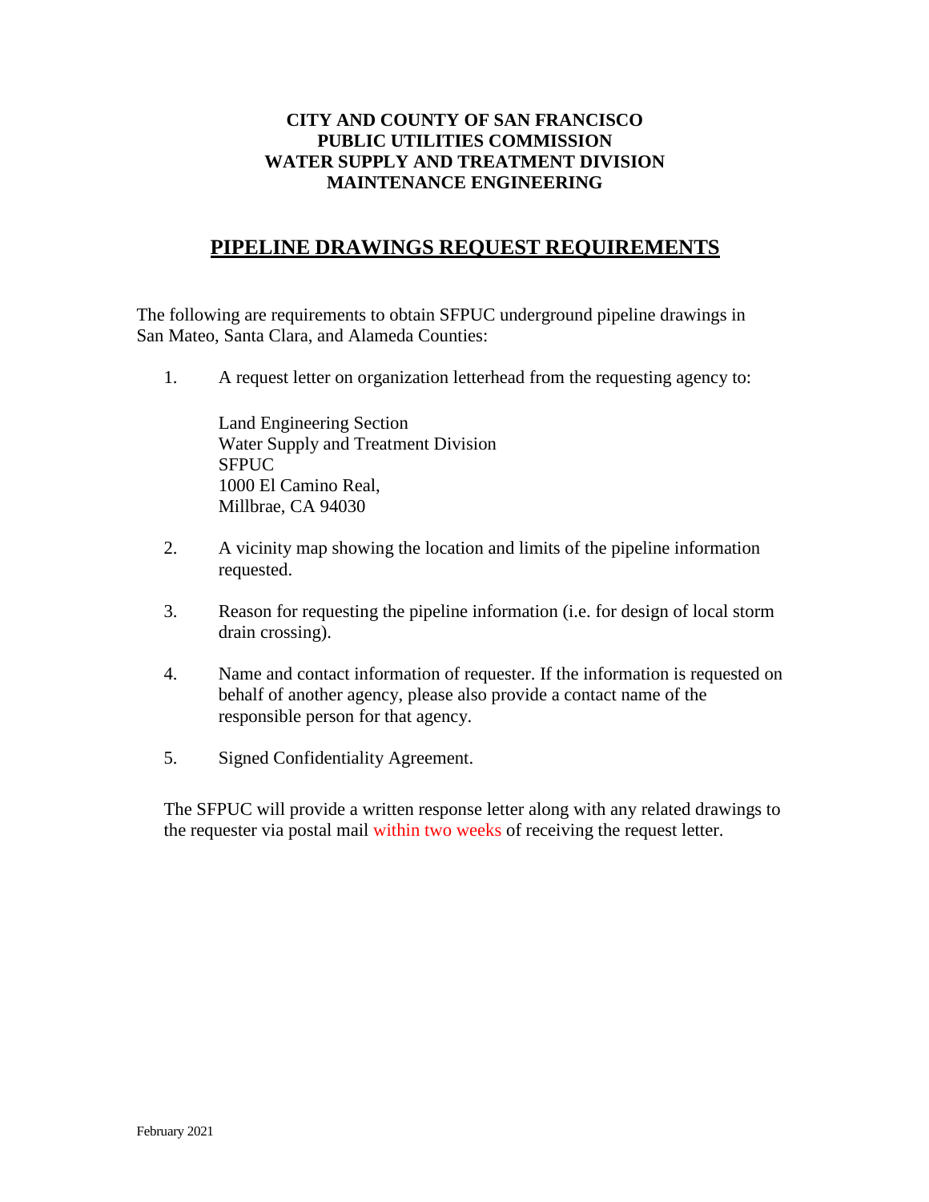**CITY AND COUNTY OF SAN FRANCISCO**
**PUBLIC UTILITIES COMMISSION**
**WATER SUPPLY AND TREATMENT DIVISION**
**MAINTENANCE ENGINEERING**

# PIPELINE DRAWINGS REQUEST REQUIREMENTS

The following are requirements to obtain SFPUC underground pipeline drawings in San Mateo, Santa Clara, and Alameda Counties:

1. A request letter on organization letterhead from the requesting agency to:

   Land Engineering Section
   Water Supply and Treatment Division
   SFPUC
   1000 El Camino Real,
   Millbrae, CA 94030

2. A vicinity map showing the location and limits of the pipeline information requested.

3. Reason for requesting the pipeline information (i.e. for design of local storm drain crossing).

4. Name and contact information of requester. If the information is requested on behalf of another agency, please also provide a contact name of the responsible person for that agency.

5. Signed Confidentiality Agreement.

The SFPUC will provide a written response letter along with any related drawings to the requester via postal mail within two weeks of receiving the request letter.

February 2021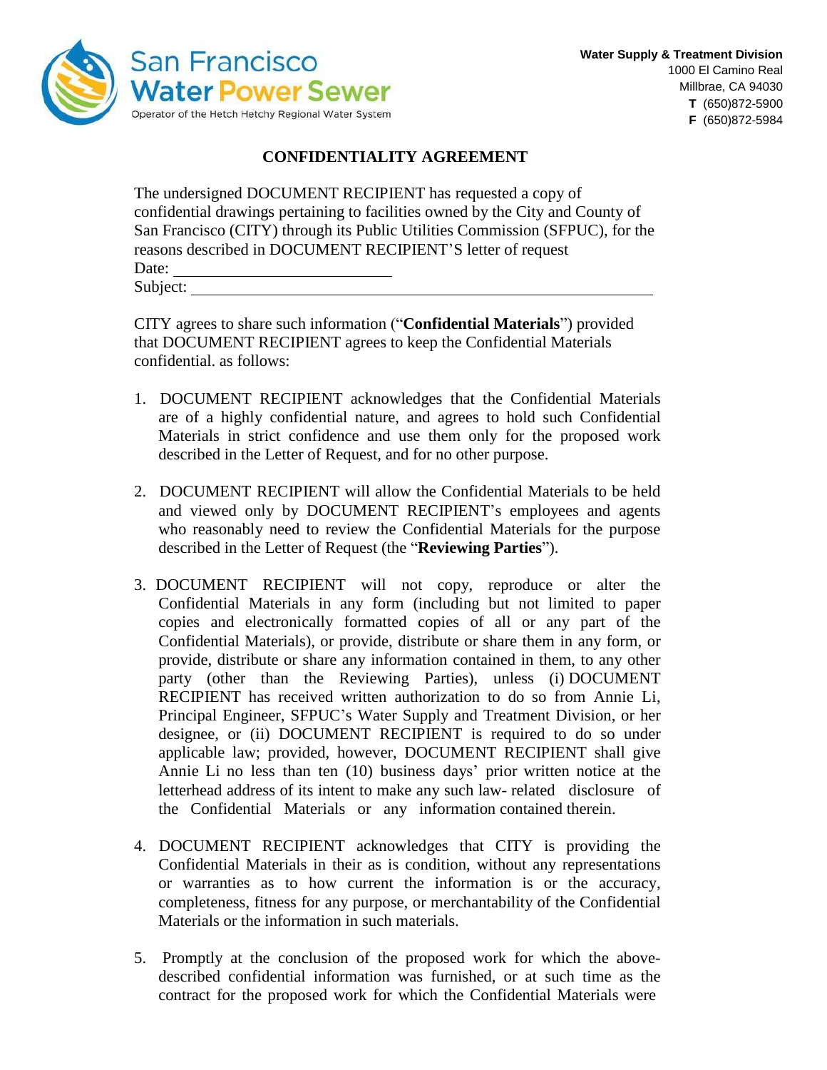San Francisco Water Power Sewer

Operator of the Hetch Hetchy Regional Water System

**Water Supply & Treatment Division**
1000 El Camino Real
Millbrae, CA 94030
**T** (650)872-5900
**F** (650)872-5984

## CONFIDENTIALITY AGREEMENT

The undersigned DOCUMENT RECIPIENT has requested a copy of confidential drawings pertaining to facilities owned by the City and County of San Francisco (CITY) through its Public Utilities Commission (SFPUC), for the reasons described in DOCUMENT RECIPIENT'S letter of request

Date: ____________________________

Subject: ____________________________________________________________

CITY agrees to share such information ("**Confidential Materials**") provided that DOCUMENT RECIPIENT agrees to keep the Confidential Materials confidential. as follows:

1. DOCUMENT RECIPIENT acknowledges that the Confidential Materials are of a highly confidential nature, and agrees to hold such Confidential Materials in strict confidence and use them only for the proposed work described in the Letter of Request, and for no other purpose.

2. DOCUMENT RECIPIENT will allow the Confidential Materials to be held and viewed only by DOCUMENT RECIPIENT's employees and agents who reasonably need to review the Confidential Materials for the purpose described in the Letter of Request (the "**Reviewing Parties**").

3. DOCUMENT RECIPIENT will not copy, reproduce or alter the Confidential Materials in any form (including but not limited to paper copies and electronically formatted copies of all or any part of the Confidential Materials), or provide, distribute or share them in any form, or provide, distribute or share any information contained in them, to any other party (other than the Reviewing Parties), unless (i) DOCUMENT RECIPIENT has received written authorization to do so from Annie Li, Principal Engineer, SFPUC's Water Supply and Treatment Division, or her designee, or (ii) DOCUMENT RECIPIENT is required to do so under applicable law; provided, however, DOCUMENT RECIPIENT shall give Annie Li no less than ten (10) business days' prior written notice at the letterhead address of its intent to make any such law- related disclosure of the Confidential Materials or any information contained therein.

4. DOCUMENT RECIPIENT acknowledges that CITY is providing the Confidential Materials in their as is condition, without any representations or warranties as to how current the information is or the accuracy, completeness, fitness for any purpose, or merchantability of the Confidential Materials or the information in such materials.

5. Promptly at the conclusion of the proposed work for which the above-described confidential information was furnished, or at such time as the contract for the proposed work for which the Confidential Materials were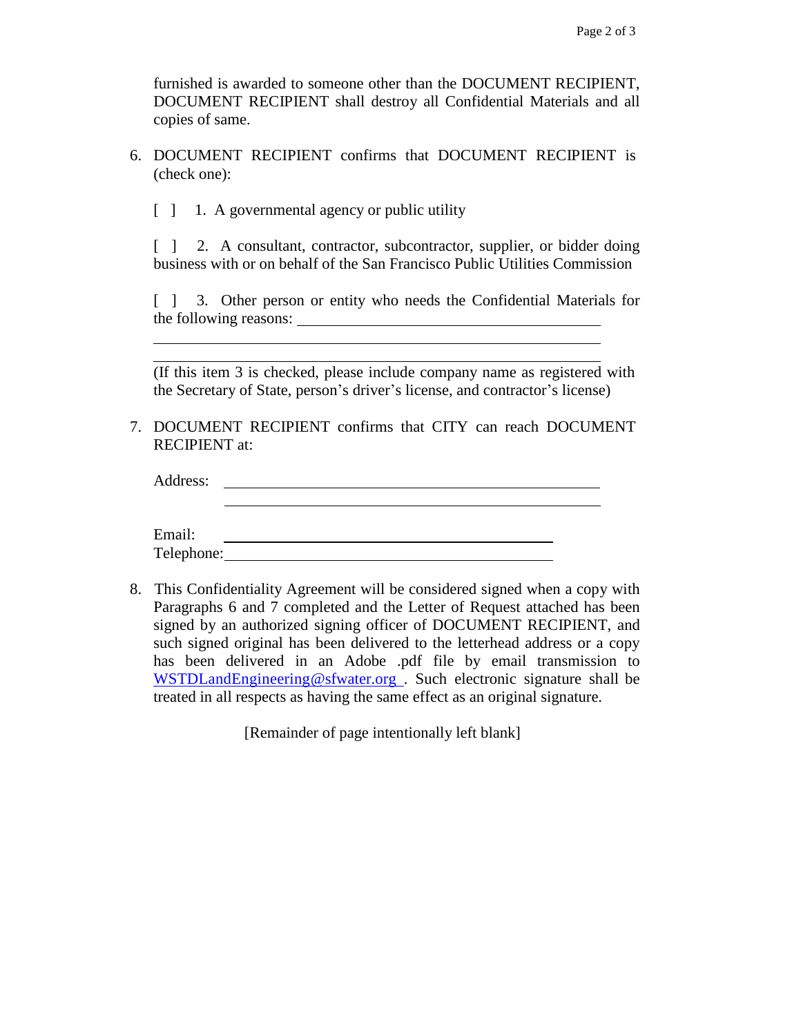furnished is awarded to someone other than the DOCUMENT RECIPIENT, DOCUMENT RECIPIENT shall destroy all Confidential Materials and all copies of same.

6. DOCUMENT RECIPIENT confirms that DOCUMENT RECIPIENT is (check one):

   [ ] 1. A governmental agency or public utility

   [ ] 2. A consultant, contractor, subcontractor, supplier, or bidder doing business with or on behalf of the San Francisco Public Utilities Commission

   [ ] 3. Other person or entity who needs the Confidential Materials for the following reasons: ______________________________________

   ______________________________________________________

   ______________________________________________________

   (If this item 3 is checked, please include company name as registered with the Secretary of State, person's driver's license, and contractor's license)

7. DOCUMENT RECIPIENT confirms that CITY can reach DOCUMENT RECIPIENT at:

   Address: ______________________________________________

   ______________________________________________

   Email: ______________________________________________

   Telephone: ______________________________________________

8. This Confidentiality Agreement will be considered signed when a copy with Paragraphs 6 and 7 completed and the Letter of Request attached has been signed by an authorized signing officer of DOCUMENT RECIPIENT, and such signed original has been delivered to the letterhead address or a copy has been delivered in an Adobe .pdf file by email transmission to WSTDLandEngineering@sfwater.org . Such electronic signature shall be treated in all respects as having the same effect as an original signature.

[Remainder of page intentionally left blank]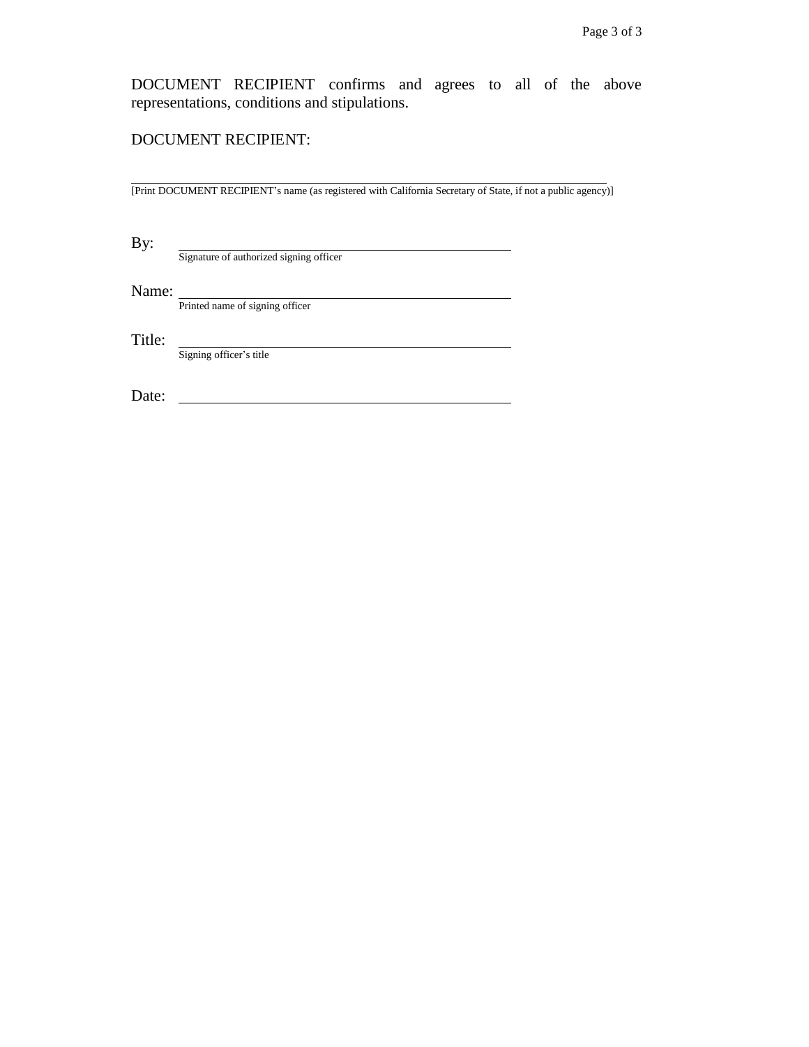DOCUMENT RECIPIENT confirms and agrees to all of the above representations, conditions and stipulations.

DOCUMENT RECIPIENT:

\_\_\_\_\_\_\_\_\_\_\_\_\_\_\_\_\_\_\_\_\_\_\_\_\_\_\_\_\_\_\_\_\_\_\_\_\_\_\_\_\_\_\_\_\_\_\_\_\_\_\_\_\_\_\_\_\_\_\_\_

[Print DOCUMENT RECIPIENT's name (as registered with California Secretary of State, if not a public agency)]

By: \_\_\_\_\_\_\_\_\_\_\_\_\_\_\_\_\_\_\_\_\_\_\_\_\_\_\_\_\_\_\_\_\_\_\_\_\_\_\_\_

Signature of authorized signing officer

Name: \_\_\_\_\_\_\_\_\_\_\_\_\_\_\_\_\_\_\_\_\_\_\_\_\_\_\_\_\_\_\_\_\_\_\_\_\_\_\_\_

Printed name of signing officer

Title: \_\_\_\_\_\_\_\_\_\_\_\_\_\_\_\_\_\_\_\_\_\_\_\_\_\_\_\_\_\_\_\_\_\_\_\_\_\_\_\_

Signing officer's title

Date: \_\_\_\_\_\_\_\_\_\_\_\_\_\_\_\_\_\_\_\_\_\_\_\_\_\_\_\_\_\_\_\_\_\_\_\_\_\_\_\_